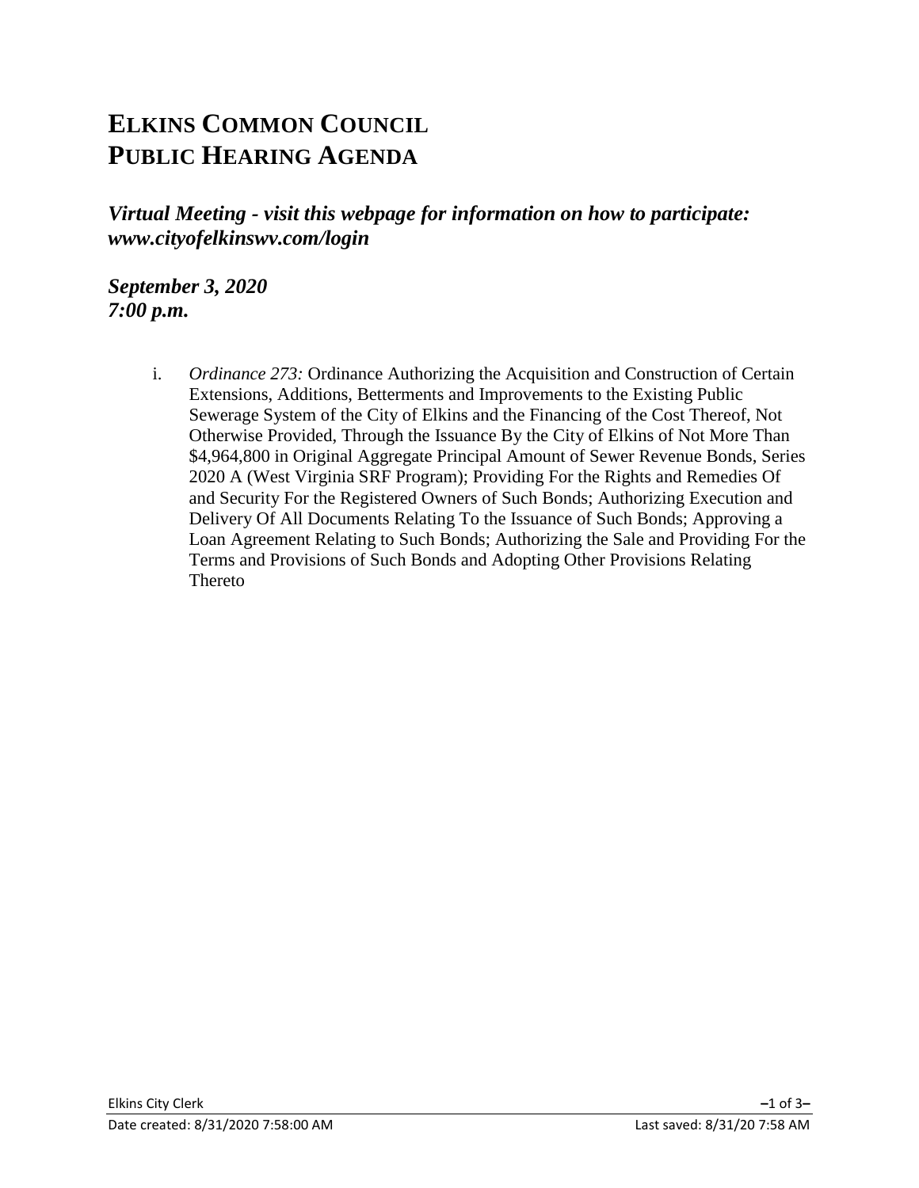# ELKINS COMMON COUNCIL
# PUBLIC HEARING AGENDA

***Virtual Meeting - visit this webpage for information on how to participate: www.cityofelkinswv.com/login***

***September 3, 2020***
***7:00 p.m.***

i. *Ordinance 273:* Ordinance Authorizing the Acquisition and Construction of Certain Extensions, Additions, Betterments and Improvements to the Existing Public Sewerage System of the City of Elkins and the Financing of the Cost Thereof, Not Otherwise Provided, Through the Issuance By the City of Elkins of Not More Than $4,964,800 in Original Aggregate Principal Amount of Sewer Revenue Bonds, Series 2020 A (West Virginia SRF Program); Providing For the Rights and Remedies Of and Security For the Registered Owners of Such Bonds; Authorizing Execution and Delivery Of All Documents Relating To the Issuance of Such Bonds; Approving a Loan Agreement Relating to Such Bonds; Authorizing the Sale and Providing For the Terms and Provisions of Such Bonds and Adopting Other Provisions Relating Thereto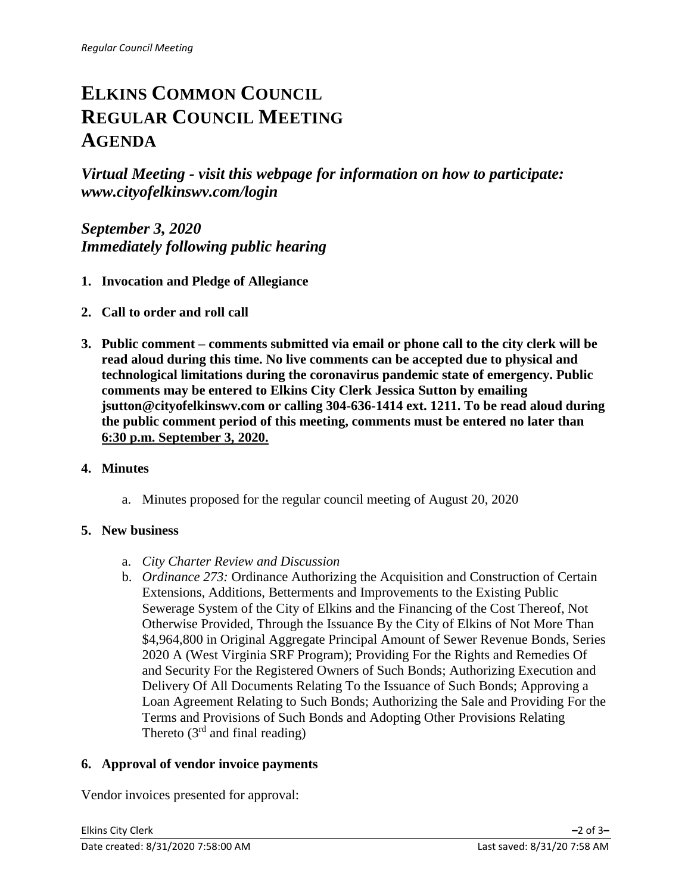# ELKINS COMMON COUNCIL REGULAR COUNCIL MEETING AGENDA

***Virtual Meeting - visit this webpage for information on how to participate: www.cityofelkinswv.com/login***

***September 3, 2020***
***Immediately following public hearing***

1. **Invocation and Pledge of Allegiance**

2. **Call to order and roll call**

3. **Public comment – comments submitted via email or phone call to the city clerk will be read aloud during this time. No live comments can be accepted due to physical and technological limitations during the coronavirus pandemic state of emergency. Public comments may be entered to Elkins City Clerk Jessica Sutton by emailing jsutton@cityofelkinswv.com or calling 304-636-1414 ext. 1211. To be read aloud during the public comment period of this meeting, comments must be entered no later than 6:30 p.m. September 3, 2020.**

4. **Minutes**

    a. Minutes proposed for the regular council meeting of August 20, 2020

5. **New business**

    a. *City Charter Review and Discussion*
    b. *Ordinance 273:* Ordinance Authorizing the Acquisition and Construction of Certain Extensions, Additions, Betterments and Improvements to the Existing Public Sewerage System of the City of Elkins and the Financing of the Cost Thereof, Not Otherwise Provided, Through the Issuance By the City of Elkins of Not More Than $4,964,800 in Original Aggregate Principal Amount of Sewer Revenue Bonds, Series 2020 A (West Virginia SRF Program); Providing For the Rights and Remedies Of and Security For the Registered Owners of Such Bonds; Authorizing Execution and Delivery Of All Documents Relating To the Issuance of Such Bonds; Approving a Loan Agreement Relating to Such Bonds; Authorizing the Sale and Providing For the Terms and Provisions of Such Bonds and Adopting Other Provisions Relating Thereto (3rd and final reading)

6. **Approval of vendor invoice payments**

Vendor invoices presented for approval: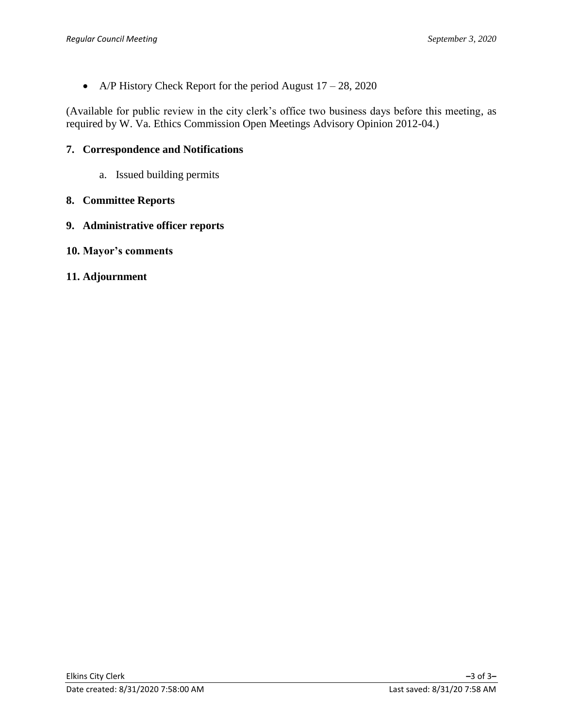- A/P History Check Report for the period August 17 – 28, 2020

(Available for public review in the city clerk's office two business days before this meeting, as required by W. Va. Ethics Commission Open Meetings Advisory Opinion 2012-04.)

**7. Correspondence and Notifications**

a. Issued building permits

**8. Committee Reports**

**9. Administrative officer reports**

**10. Mayor's comments**

**11. Adjournment**